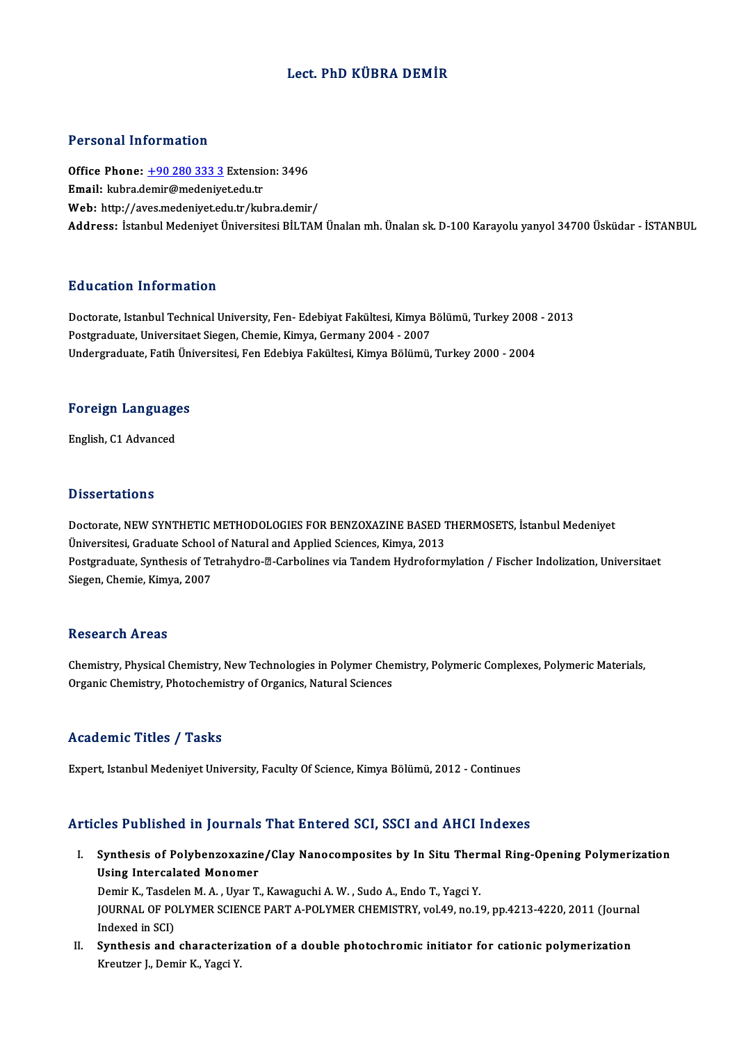# Lect. PhD KÜBRA DEMİR

## Personal Information

**Office Phone:** +90 280 333 3 Extension: 3496
**Email:** kubra.demir@medeniyet.edu.tr
**Web:** http://aves.medeniyet.edu.tr/kubra.demir/
**Address:** İstanbul Medeniyet Üniversitesi BİLTAM Ünalan mh. Ünalan sk. D-100 Karayolu yanyol 34700 Üsküdar - İSTANBUL

## Education Information

Doctorate, Istanbul Technical University, Fen- Edebiyat Fakültesi, Kimya Bölümü, Turkey 2008 - 2013
Postgraduate, Universitaet Siegen, Chemie, Kimya, Germany 2004 - 2007
Undergraduate, Fatih Üniversitesi, Fen Edebiya Fakültesi, Kimya Bölümü, Turkey 2000 - 2004

## Foreign Languages

English, C1 Advanced

## Dissertations

Doctorate, NEW SYNTHETIC METHODOLOGIES FOR BENZOXAZINE BASED THERMOSETS, İstanbul Medeniyet Üniversitesi, Graduate School of Natural and Applied Sciences, Kimya, 2013
Postgraduate, Synthesis of Tetrahydro-�-Carbolines via Tandem Hydroformylation / Fischer Indolization, Universitaet Siegen, Chemie, Kimya, 2007

## Research Areas

Chemistry, Physical Chemistry, New Technologies in Polymer Chemistry, Polymeric Complexes, Polymeric Materials, Organic Chemistry, Photochemistry of Organics, Natural Sciences

## Academic Titles / Tasks

Expert, Istanbul Medeniyet University, Faculty Of Science, Kimya Bölümü, 2012 - Continues

## Articles Published in Journals That Entered SCI, SSCI and AHCI Indexes

I. **Synthesis of Polybenzoxazine/Clay Nanocomposites by In Situ Thermal Ring-Opening Polymerization Using Intercalated Monomer**
Demir K., Tasdelen M. A. , Uyar T., Kawaguchi A. W. , Sudo A., Endo T., Yagci Y.
JOURNAL OF POLYMER SCIENCE PART A-POLYMER CHEMISTRY, vol.49, no.19, pp.4213-4220, 2011 (Journal Indexed in SCI)

II. **Synthesis and characterization of a double photochromic initiator for cationic polymerization**
Kreutzer J., Demir K., Yagci Y.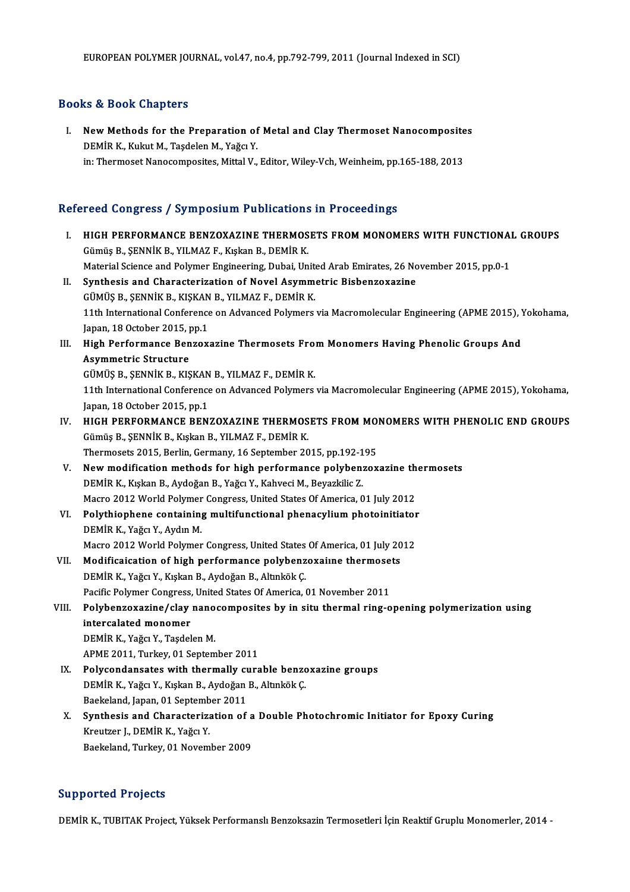EUROPEAN POLYMER JOURNAL, vol.47, no.4, pp.792-799, 2011 (Journal Indexed in SCI)

## Books & Book Chapters

I. **New Methods for the Preparation of Metal and Clay Thermoset Nanocomposites**
DEMİR K., Kukut M., Taşdelen M., Yağcı Y.
in: Thermoset Nanocomposites, Mittal V., Editor, Wiley-Vch, Weinheim, pp.165-188, 2013

## Refereed Congress / Symposium Publications in Proceedings

I. **HIGH PERFORMANCE BENZOXAZINE THERMOSETS FROM MONOMERS WITH FUNCTIONAL GROUPS**
Gümüş B., ŞENNİK B., YILMAZ F., Kışkan B., DEMİR K.
Material Science and Polymer Engineering, Dubai, United Arab Emirates, 26 November 2015, pp.0-1

II. **Synthesis and Characterization of Novel Asymmetric Bisbenzoxazine**
GÜMÜŞ B., ŞENNİK B., KIŞKAN B., YILMAZ F., DEMİR K.
11th International Conference on Advanced Polymers via Macromolecular Engineering (APME 2015), Yokohama, Japan, 18 October 2015, pp.1

III. **High Performance Benzoxazine Thermosets From Monomers Having Phenolic Groups And Asymmetric Structure**
GÜMÜŞ B., ŞENNİK B., KIŞKAN B., YILMAZ F., DEMİR K.
11th International Conference on Advanced Polymers via Macromolecular Engineering (APME 2015), Yokohama, Japan, 18 October 2015, pp.1

IV. **HIGH PERFORMANCE BENZOXAZINE THERMOSETS FROM MONOMERS WITH PHENOLIC END GROUPS**
Gümüş B., ŞENNİK B., Kışkan B., YILMAZ F., DEMİR K.
Thermosets 2015, Berlin, Germany, 16 September 2015, pp.192-195

V. **New modification methods for high performance polybenzoxazine thermosets**
DEMİR K., Kışkan B., Aydoğan B., Yağcı Y., Kahveci M., Beyazkilic Z.
Macro 2012 World Polymer Congress, United States Of America, 01 July 2012

VI. **Polythiophene containing multifunctional phenacylium photoinitiator**
DEMİR K., Yağcı Y., Aydın M.
Macro 2012 World Polymer Congress, United States Of America, 01 July 2012

VII. **Modificaication of high performance polybenzoxaiıne thermosets**
DEMİR K., Yağcı Y., Kışkan B., Aydoğan B., Altınkök Ç.
Pacific Polymer Congress, United States Of America, 01 November 2011

VIII. **Polybenzoxazine/clay nanocomposites by in situ thermal ring-opening polymerization using intercalated monomer**
DEMİR K., Yağcı Y., Taşdelen M.
APME 2011, Turkey, 01 September 2011

IX. **Polycondansates with thermally curable benzoxazine groups**
DEMİR K., Yağcı Y., Kışkan B., Aydoğan B., Altınkök Ç.
Baekeland, Japan, 01 September 2011

X. **Synthesis and Characterization of a Double Photochromic Initiator for Epoxy Curing**
Kreutzer J., DEMİR K., Yağcı Y.
Baekeland, Turkey, 01 November 2009

## Supported Projects

DEMİR K., TUBITAK Project, Yüksek Performanslı Benzoksazin Termosetleri İçin Reaktif Gruplu Monomerler, 2014 -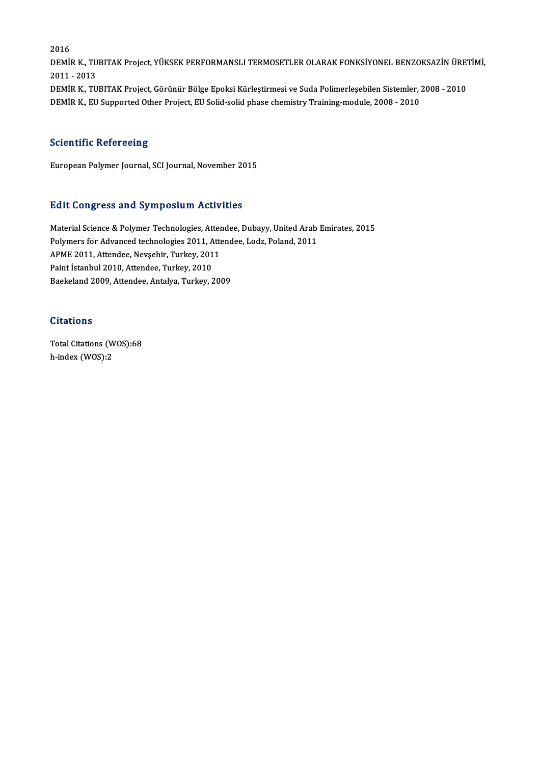2016

DEMİR K., TUBITAK Project, YÜKSEK PERFORMANSLI TERMOSETLER OLARAK FONKSİYONEL BENZOKSAZİN ÜRETİMİ, 2011 - 2013

DEMİR K., TUBITAK Project, Görünür Bölge Epoksi Kürleştirmesi ve Suda Polimerleşebilen Sistemler, 2008 - 2010

DEMİR K., EU Supported Other Project, EU Solid-solid phase chemistry Training-module, 2008 - 2010

## Scientific Refereeing

European Polymer Journal, SCI Journal, November 2015

## Edit Congress and Symposium Activities

Material Science & Polymer Technologies, Attendee, Dubayy, United Arab Emirates, 2015
Polymers for Advanced technologies 2011, Attendee, Lodz, Poland, 2011
APME 2011, Attendee, Nevşehir, Turkey, 2011
Paint İstanbul 2010, Attendee, Turkey, 2010
Baekeland 2009, Attendee, Antalya, Turkey, 2009

## Citations

Total Citations (WOS):68
h-index (WOS):2